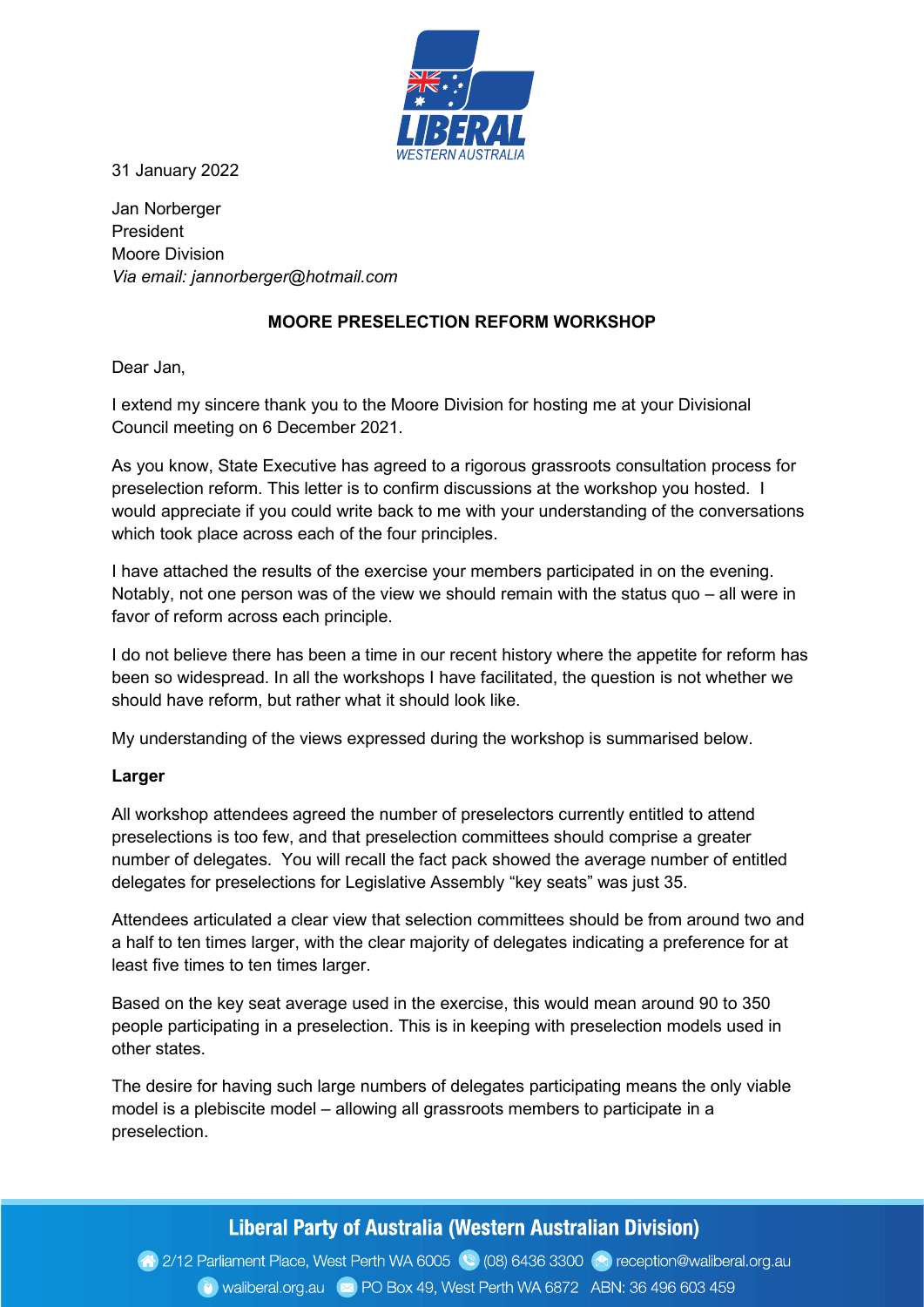31 January 2022

Jan Norberger
President
Moore Division
*Via email: jannorberger@hotmail.com*

**MOORE PRESELECTION REFORM WORKSHOP**

Dear Jan,

I extend my sincere thank you to the Moore Division for hosting me at your Divisional Council meeting on 6 December 2021.

As you know, State Executive has agreed to a rigorous grassroots consultation process for preselection reform. This letter is to confirm discussions at the workshop you hosted. I would appreciate if you could write back to me with your understanding of the conversations which took place across each of the four principles.

I have attached the results of the exercise your members participated in on the evening. Notably, not one person was of the view we should remain with the status quo – all were in favor of reform across each principle.

I do not believe there has been a time in our recent history where the appetite for reform has been so widespread. In all the workshops I have facilitated, the question is not whether we should have reform, but rather what it should look like.

My understanding of the views expressed during the workshop is summarised below.

**Larger**

All workshop attendees agreed the number of preselectors currently entitled to attend preselections is too few, and that preselection committees should comprise a greater number of delegates. You will recall the fact pack showed the average number of entitled delegates for preselections for Legislative Assembly "key seats" was just 35.

Attendees articulated a clear view that selection committees should be from around two and a half to ten times larger, with the clear majority of delegates indicating a preference for at least five times to ten times larger.

Based on the key seat average used in the exercise, this would mean around 90 to 350 people participating in a preselection. This is in keeping with preselection models used in other states.

The desire for having such large numbers of delegates participating means the only viable model is a plebiscite model – allowing all grassroots members to participate in a preselection.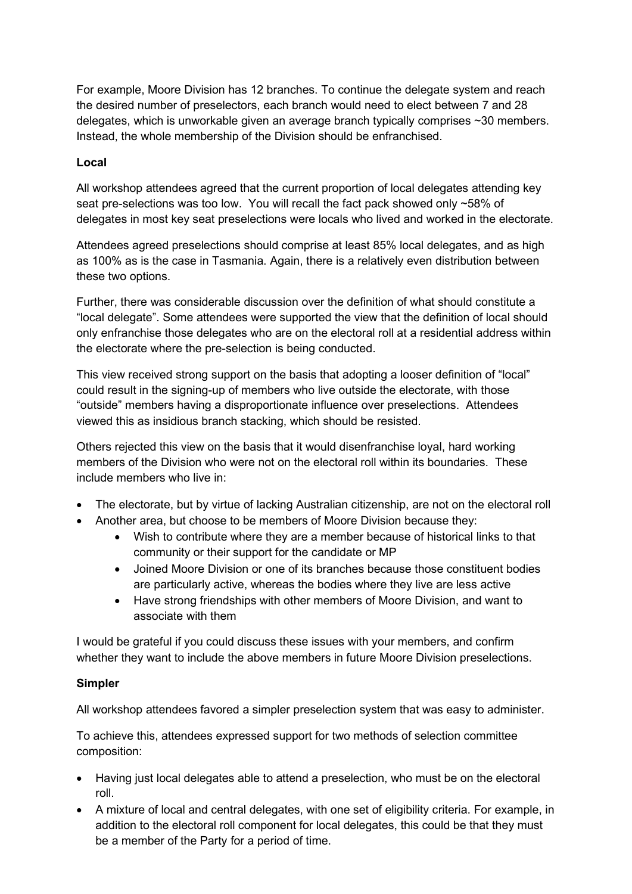For example, Moore Division has 12 branches. To continue the delegate system and reach the desired number of preselectors, each branch would need to elect between 7 and 28 delegates, which is unworkable given an average branch typically comprises ~30 members. Instead, the whole membership of the Division should be enfranchised.

**Local**

All workshop attendees agreed that the current proportion of local delegates attending key seat pre-selections was too low. You will recall the fact pack showed only ~58% of delegates in most key seat preselections were locals who lived and worked in the electorate.

Attendees agreed preselections should comprise at least 85% local delegates, and as high as 100% as is the case in Tasmania. Again, there is a relatively even distribution between these two options.

Further, there was considerable discussion over the definition of what should constitute a "local delegate". Some attendees were supported the view that the definition of local should only enfranchise those delegates who are on the electoral roll at a residential address within the electorate where the pre-selection is being conducted.

This view received strong support on the basis that adopting a looser definition of "local" could result in the signing-up of members who live outside the electorate, with those "outside" members having a disproportionate influence over preselections. Attendees viewed this as insidious branch stacking, which should be resisted.

Others rejected this view on the basis that it would disenfranchise loyal, hard working members of the Division who were not on the electoral roll within its boundaries. These include members who live in:

- The electorate, but by virtue of lacking Australian citizenship, are not on the electoral roll
- Another area, but choose to be members of Moore Division because they:
    - Wish to contribute where they are a member because of historical links to that community or their support for the candidate or MP
    - Joined Moore Division or one of its branches because those constituent bodies are particularly active, whereas the bodies where they live are less active
    - Have strong friendships with other members of Moore Division, and want to associate with them

I would be grateful if you could discuss these issues with your members, and confirm whether they want to include the above members in future Moore Division preselections.

**Simpler**

All workshop attendees favored a simpler preselection system that was easy to administer.

To achieve this, attendees expressed support for two methods of selection committee composition:

- Having just local delegates able to attend a preselection, who must be on the electoral roll.
- A mixture of local and central delegates, with one set of eligibility criteria. For example, in addition to the electoral roll component for local delegates, this could be that they must be a member of the Party for a period of time.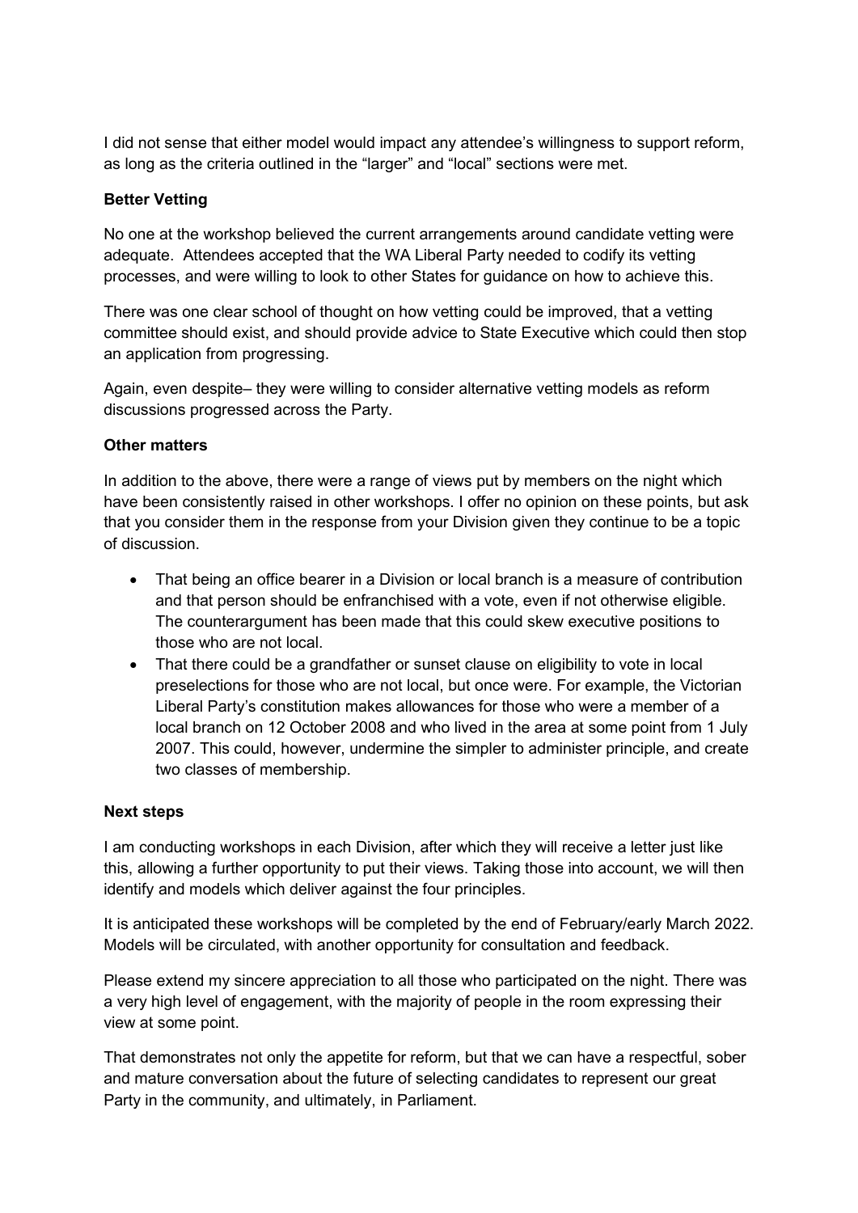I did not sense that either model would impact any attendee's willingness to support reform, as long as the criteria outlined in the "larger" and "local" sections were met.

**Better Vetting**

No one at the workshop believed the current arrangements around candidate vetting were adequate. Attendees accepted that the WA Liberal Party needed to codify its vetting processes, and were willing to look to other States for guidance on how to achieve this.

There was one clear school of thought on how vetting could be improved, that a vetting committee should exist, and should provide advice to State Executive which could then stop an application from progressing.

Again, even despite– they were willing to consider alternative vetting models as reform discussions progressed across the Party.

**Other matters**

In addition to the above, there were a range of views put by members on the night which have been consistently raised in other workshops. I offer no opinion on these points, but ask that you consider them in the response from your Division given they continue to be a topic of discussion.

- That being an office bearer in a Division or local branch is a measure of contribution and that person should be enfranchised with a vote, even if not otherwise eligible. The counterargument has been made that this could skew executive positions to those who are not local.
- That there could be a grandfather or sunset clause on eligibility to vote in local preselections for those who are not local, but once were. For example, the Victorian Liberal Party's constitution makes allowances for those who were a member of a local branch on 12 October 2008 and who lived in the area at some point from 1 July 2007. This could, however, undermine the simpler to administer principle, and create two classes of membership.

**Next steps**

I am conducting workshops in each Division, after which they will receive a letter just like this, allowing a further opportunity to put their views. Taking those into account, we will then identify and models which deliver against the four principles.

It is anticipated these workshops will be completed by the end of February/early March 2022. Models will be circulated, with another opportunity for consultation and feedback.

Please extend my sincere appreciation to all those who participated on the night. There was a very high level of engagement, with the majority of people in the room expressing their view at some point.

That demonstrates not only the appetite for reform, but that we can have a respectful, sober and mature conversation about the future of selecting candidates to represent our great Party in the community, and ultimately, in Parliament.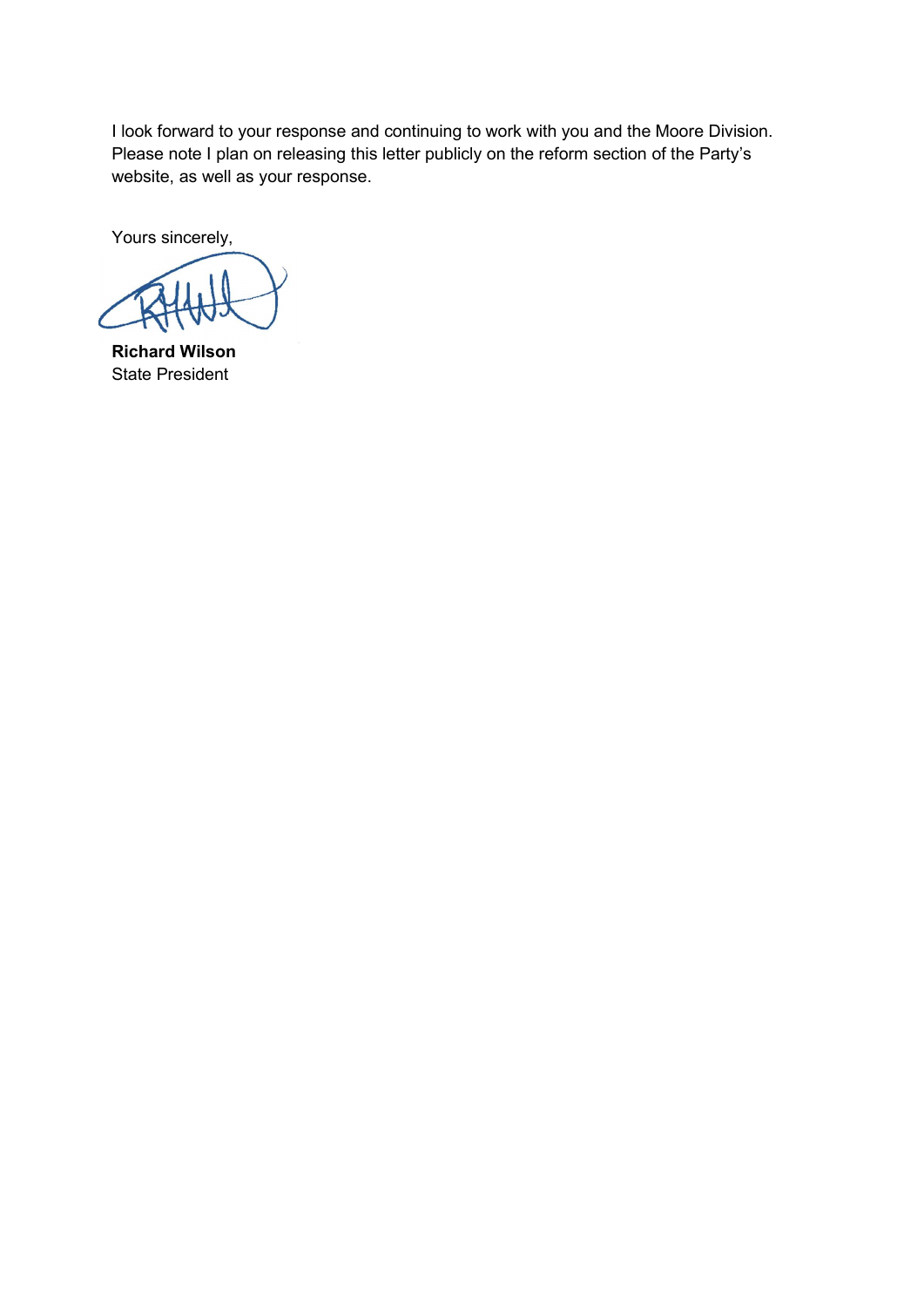I look forward to your response and continuing to work with you and the Moore Division. Please note I plan on releasing this letter publicly on the reform section of the Party's website, as well as your response.

Yours sincerely,

**Richard Wilson**
State President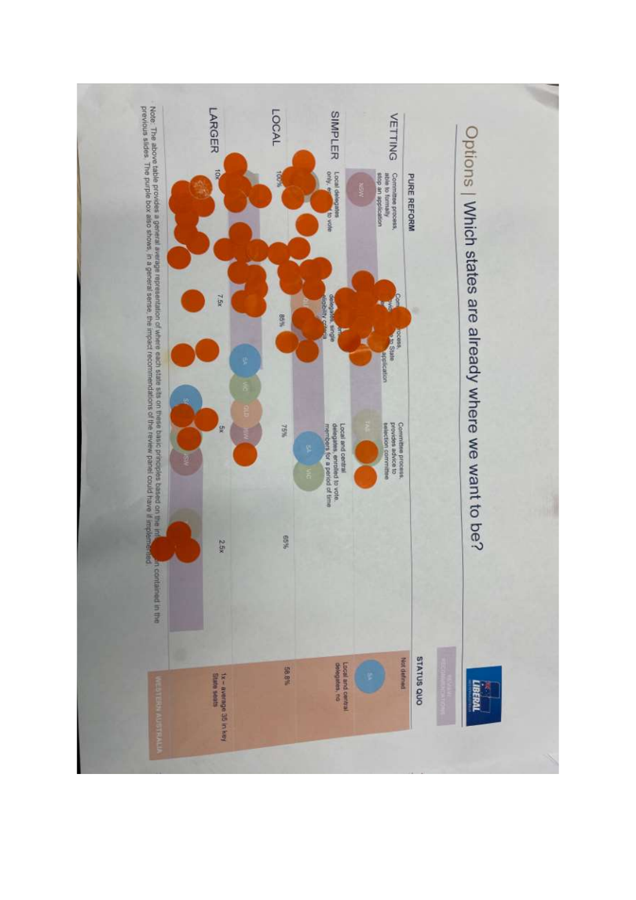# Options | Which states are already where we want to be?

REVIEW RECOMMENDATIONS

| | PURE REFORM | | | | STATUS QUO |
|---|---|---|---|---|---|
| VETTING | Committee process, able to formally stop an application | Com... process, ...vi... to State ... application | Committee process, provides advice to selection committee | | Not defined |
| SIMPLER | Local delegates only, e... to vote | ...delegates, single eligibility criteria | Local and central delegates, entitled to vote, members for a period of time | | Local and central delegates, no |
| LOCAL | 100% | 85% | 75% | 65% | 58.8% |
| LARGER | 10x | 7.5x | 5x | 2.5x | 1x – average 35 in key State seats |

NSW
SA
VIC
QLD
TAS

WESTERN AUSTRALIA

Note: The above table provides a general average representation of where each state sits on these basic principles based on the inf... contained in the previous slides. The purple box also shows, in a general sense, the impact recommendations of the review panel could have if implemented.